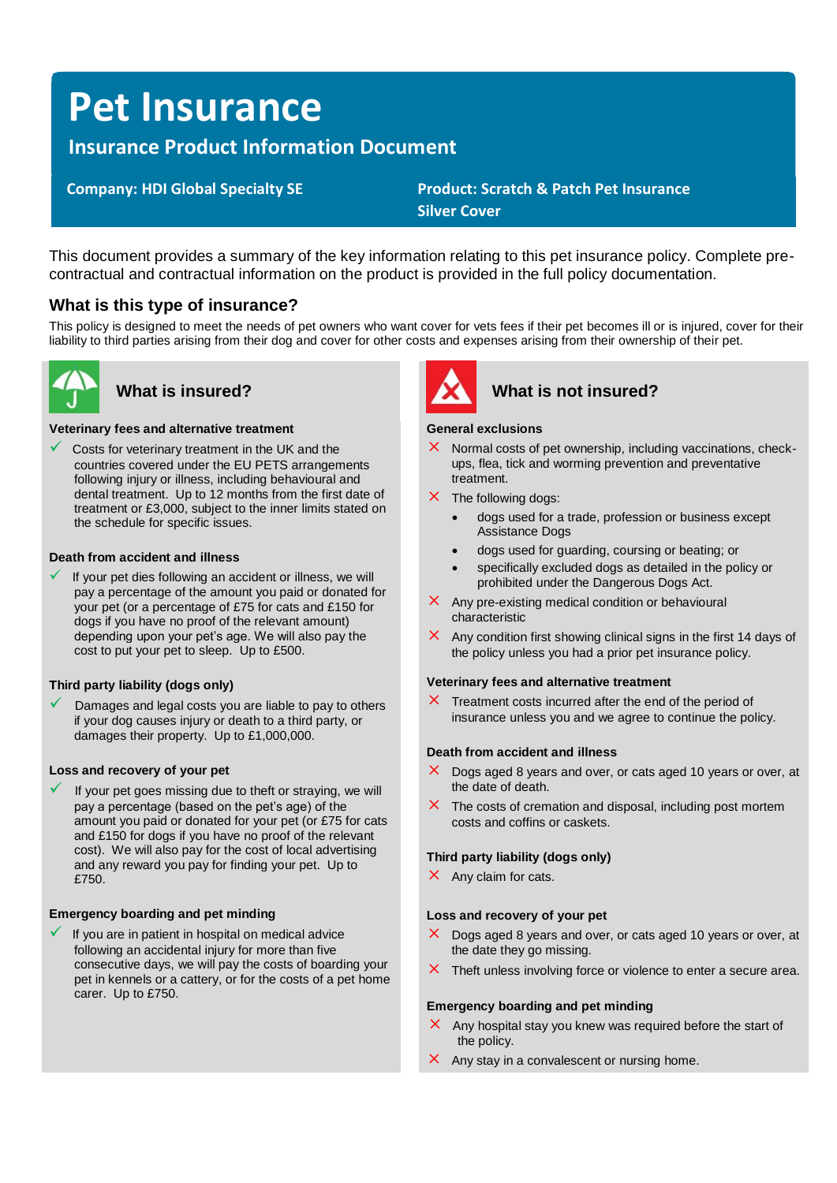# Pet Insurance

## Insurance Product Information Document

**Company: HDI Global Specialty SE**

**Product: Scratch & Patch Pet Insurance Silver Cover**

This document provides a summary of the key information relating to this pet insurance policy. Complete pre-contractual and contractual information on the product is provided in the full policy documentation.

### What is this type of insurance?

This policy is designed to meet the needs of pet owners who want cover for vets fees if their pet becomes ill or is injured, cover for their liability to third parties arising from their dog and cover for other costs and expenses arising from their ownership of their pet.

### What is insured?

**Veterinary fees and alternative treatment**

- ✓ Costs for veterinary treatment in the UK and the countries covered under the EU PETS arrangements following injury or illness, including behavioural and dental treatment. Up to 12 months from the first date of treatment or £3,000, subject to the inner limits stated on the schedule for specific issues.

**Death from accident and illness**

- ✓ If your pet dies following an accident or illness, we will pay a percentage of the amount you paid or donated for your pet (or a percentage of £75 for cats and £150 for dogs if you have no proof of the relevant amount) depending upon your pet's age. We will also pay the cost to put your pet to sleep. Up to £500.

**Third party liability (dogs only)**

- ✓ Damages and legal costs you are liable to pay to others if your dog causes injury or death to a third party, or damages their property. Up to £1,000,000.

**Loss and recovery of your pet**

- ✓ If your pet goes missing due to theft or straying, we will pay a percentage (based on the pet's age) of the amount you paid or donated for your pet (or £75 for cats and £150 for dogs if you have no proof of the relevant cost). We will also pay for the cost of local advertising and any reward you pay for finding your pet. Up to £750.

**Emergency boarding and pet minding**

- ✓ If you are in patient in hospital on medical advice following an accidental injury for more than five consecutive days, we will pay the costs of boarding your pet in kennels or a cattery, or for the costs of a pet home carer. Up to £750.

### What is not insured?

**General exclusions**

- ✗ Normal costs of pet ownership, including vaccinations, check-ups, flea, tick and worming prevention and preventative treatment.
- ✗ The following dogs:
  - dogs used for a trade, profession or business except Assistance Dogs
  - dogs used for guarding, coursing or beating; or
  - specifically excluded dogs as detailed in the policy or prohibited under the Dangerous Dogs Act.
- ✗ Any pre-existing medical condition or behavioural characteristic
- ✗ Any condition first showing clinical signs in the first 14 days of the policy unless you had a prior pet insurance policy.

**Veterinary fees and alternative treatment**

- ✗ Treatment costs incurred after the end of the period of insurance unless you and we agree to continue the policy.

**Death from accident and illness**

- ✗ Dogs aged 8 years and over, or cats aged 10 years or over, at the date of death.
- ✗ The costs of cremation and disposal, including post mortem costs and coffins or caskets.

**Third party liability (dogs only)**

- ✗ Any claim for cats.

**Loss and recovery of your pet**

- ✗ Dogs aged 8 years and over, or cats aged 10 years or over, at the date they go missing.
- ✗ Theft unless involving force or violence to enter a secure area.

**Emergency boarding and pet minding**

- ✗ Any hospital stay you knew was required before the start of the policy.
- ✗ Any stay in a convalescent or nursing home.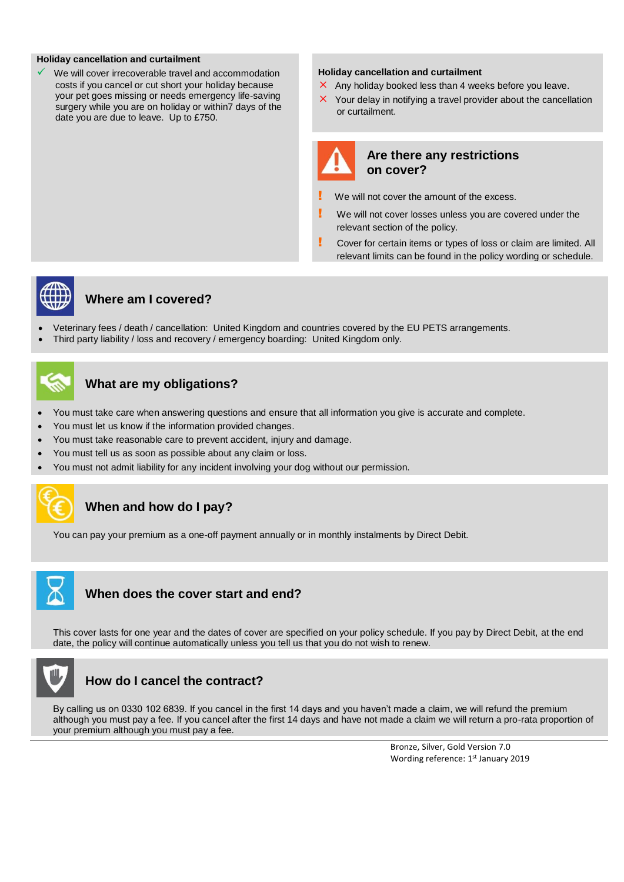**Holiday cancellation and curtailment**

- ✓ We will cover irrecoverable travel and accommodation costs if you cancel or cut short your holiday because your pet goes missing or needs emergency life-saving surgery while you are on holiday or within7 days of the date you are due to leave. Up to £750.

**Holiday cancellation and curtailment**

- ✗ Any holiday booked less than 4 weeks before you leave.
- ✗ Your delay in notifying a travel provider about the cancellation or curtailment.

## Are there any restrictions on cover?

- ! We will not cover the amount of the excess.
- ! We will not cover losses unless you are covered under the relevant section of the policy.
- ! Cover for certain items or types of loss or claim are limited. All relevant limits can be found in the policy wording or schedule.

## Where am I covered?

- Veterinary fees / death / cancellation: United Kingdom and countries covered by the EU PETS arrangements.
- Third party liability / loss and recovery / emergency boarding: United Kingdom only.

## What are my obligations?

- You must take care when answering questions and ensure that all information you give is accurate and complete.
- You must let us know if the information provided changes.
- You must take reasonable care to prevent accident, injury and damage.
- You must tell us as soon as possible about any claim or loss.
- You must not admit liability for any incident involving your dog without our permission.

## When and how do I pay?

You can pay your premium as a one-off payment annually or in monthly instalments by Direct Debit.

## When does the cover start and end?

This cover lasts for one year and the dates of cover are specified on your policy schedule. If you pay by Direct Debit, at the end date, the policy will continue automatically unless you tell us that you do not wish to renew.

## How do I cancel the contract?

By calling us on 0330 102 6839. If you cancel in the first 14 days and you haven't made a claim, we will refund the premium although you must pay a fee. If you cancel after the first 14 days and have not made a claim we will return a pro-rata proportion of your premium although you must pay a fee.

Bronze, Silver, Gold Version 7.0
Wording reference: 1st January 2019